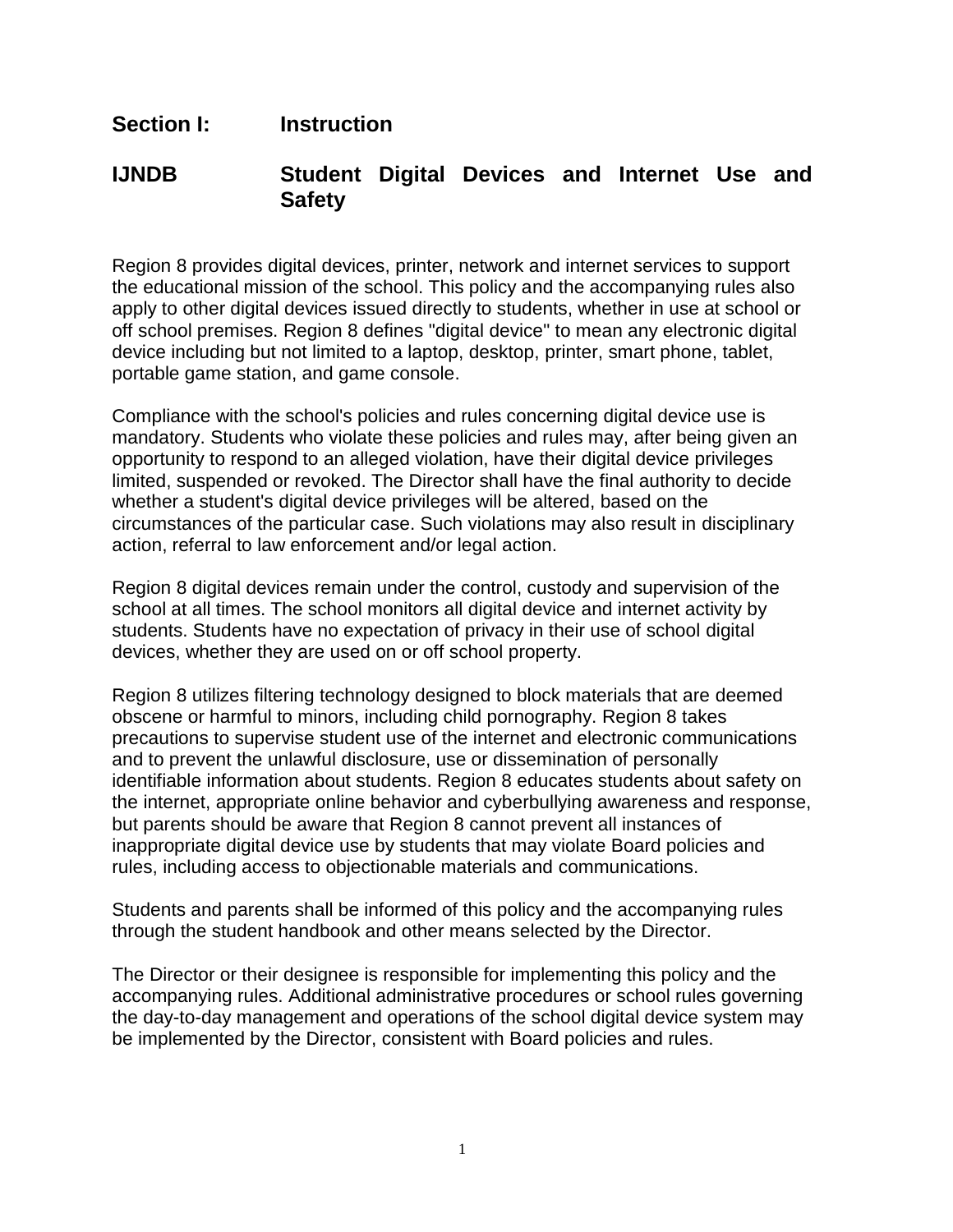## Section I: Instruction

## IJNDB Student Digital Devices and Internet Use and Safety

Region 8 provides digital devices, printer, network and internet services to support the educational mission of the school. This policy and the accompanying rules also apply to other digital devices issued directly to students, whether in use at school or off school premises. Region 8 defines "digital device" to mean any electronic digital device including but not limited to a laptop, desktop, printer, smart phone, tablet, portable game station, and game console.

Compliance with the school's policies and rules concerning digital device use is mandatory. Students who violate these policies and rules may, after being given an opportunity to respond to an alleged violation, have their digital device privileges limited, suspended or revoked. The Director shall have the final authority to decide whether a student's digital device privileges will be altered, based on the circumstances of the particular case. Such violations may also result in disciplinary action, referral to law enforcement and/or legal action.

Region 8 digital devices remain under the control, custody and supervision of the school at all times. The school monitors all digital device and internet activity by students. Students have no expectation of privacy in their use of school digital devices, whether they are used on or off school property.

Region 8 utilizes filtering technology designed to block materials that are deemed obscene or harmful to minors, including child pornography. Region 8 takes precautions to supervise student use of the internet and electronic communications and to prevent the unlawful disclosure, use or dissemination of personally identifiable information about students. Region 8 educates students about safety on the internet, appropriate online behavior and cyberbullying awareness and response, but parents should be aware that Region 8 cannot prevent all instances of inappropriate digital device use by students that may violate Board policies and rules, including access to objectionable materials and communications.

Students and parents shall be informed of this policy and the accompanying rules through the student handbook and other means selected by the Director.

The Director or their designee is responsible for implementing this policy and the accompanying rules. Additional administrative procedures or school rules governing the day-to-day management and operations of the school digital device system may be implemented by the Director, consistent with Board policies and rules.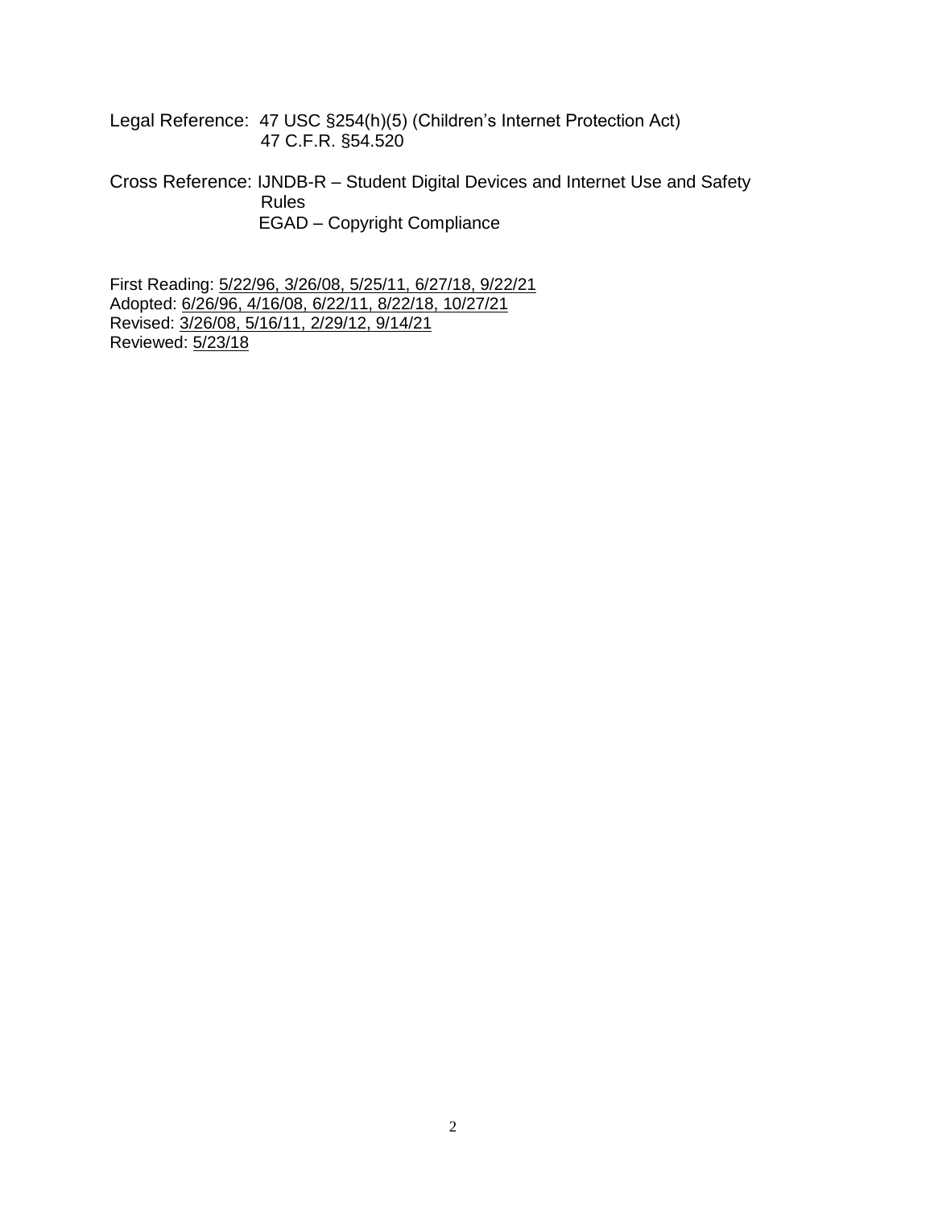Legal Reference: 47 USC §254(h)(5) (Children's Internet Protection Act)
47 C.F.R. §54.520

Cross Reference: IJNDB-R – Student Digital Devices and Internet Use and Safety Rules
EGAD – Copyright Compliance

First Reading: 5/22/96, 3/26/08, 5/25/11, 6/27/18, 9/22/21
Adopted: 6/26/96, 4/16/08, 6/22/11, 8/22/18, 10/27/21
Revised: 3/26/08, 5/16/11, 2/29/12, 9/14/21
Reviewed: 5/23/18